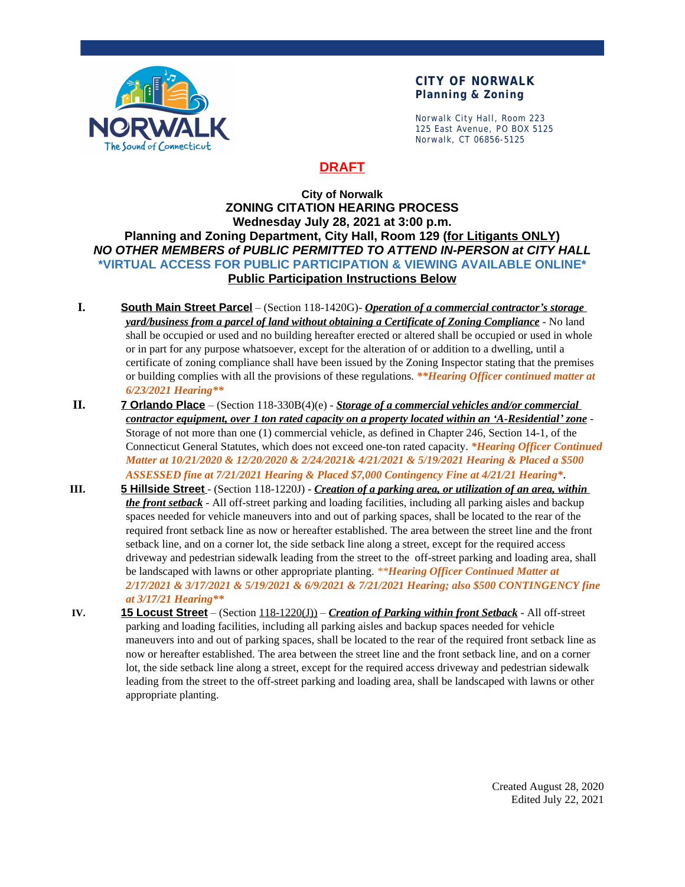**CITY OF NORWALK**
**Planning & Zoning**

Norwalk City Hall, Room 223
125 East Avenue, PO BOX 5125
Norwalk, CT 06856-5125

# DRAFT

**City of Norwalk**
**ZONING CITATION HEARING PROCESS**
**Wednesday July 28, 2021 at 3:00 p.m.**
**Planning and Zoning Department, City Hall, Room 129 (for Litigants ONLY)**
***NO OTHER MEMBERS of PUBLIC PERMITTED TO ATTEND IN-PERSON at CITY HALL***
**\*VIRTUAL ACCESS FOR PUBLIC PARTICIPATION & VIEWING AVAILABLE ONLINE\***
**Public Participation Instructions Below**

**I.** **South Main Street Parcel** – (Section 118-1420G)- ***Operation of a commercial contractor's storage yard/business from a parcel of land without obtaining a Certificate of Zoning Compliance*** - No land shall be occupied or used and no building hereafter erected or altered shall be occupied or used in whole or in part for any purpose whatsoever, except for the alteration of or addition to a dwelling, until a certificate of zoning compliance shall have been issued by the Zoning Inspector stating that the premises or building complies with all the provisions of these regulations. ***\*\*Hearing Officer continued matter at 6/23/2021 Hearing\*\****

**II.** **7 Orlando Place** – (Section 118-330B(4)(e) - ***Storage of a commercial vehicles and/or commercial contractor equipment, over 1 ton rated capacity on a property located within an 'A-Residential' zone*** - Storage of not more than one (1) commercial vehicle, as defined in Chapter 246, Section 14-1, of the Connecticut General Statutes, which does not exceed one-ton rated capacity. ***\*Hearing Officer Continued Matter at 10/21/2020 & 12/20/2020 & 2/24/2021& 4/21/2021 & 5/19/2021 Hearing & Placed a $500 ASSESSED fine at 7/21/2021 Hearing & Placed $7,000 Contingency Fine at 4/21/21 Hearing\****.

**III.** **5 Hillside Street** - (Section 118-1220J) - ***Creation of a parking area, or utilization of an area, within the front setback*** - All off-street parking and loading facilities, including all parking aisles and backup spaces needed for vehicle maneuvers into and out of parking spaces, shall be located to the rear of the required front setback line as now or hereafter established. The area between the street line and the front setback line, and on a corner lot, the side setback line along a street, except for the required access driveway and pedestrian sidewalk leading from the street to the off-street parking and loading area, shall be landscaped with lawns or other appropriate planting. ***\*\*Hearing Officer Continued Matter at 2/17/2021 & 3/17/2021 & 5/19/2021 & 6/9/2021 & 7/21/2021 Hearing; also $500 CONTINGENCY fine at 3/17/21 Hearing\*\****

**IV.** **15 Locust Street** – (Section 118-1220(J)) – ***Creation of Parking within front Setback*** - All off-street parking and loading facilities, including all parking aisles and backup spaces needed for vehicle maneuvers into and out of parking spaces, shall be located to the rear of the required front setback line as now or hereafter established. The area between the street line and the front setback line, and on a corner lot, the side setback line along a street, except for the required access driveway and pedestrian sidewalk leading from the street to the off-street parking and loading area, shall be landscaped with lawns or other appropriate planting.

Created August 28, 2020
Edited July 22, 2021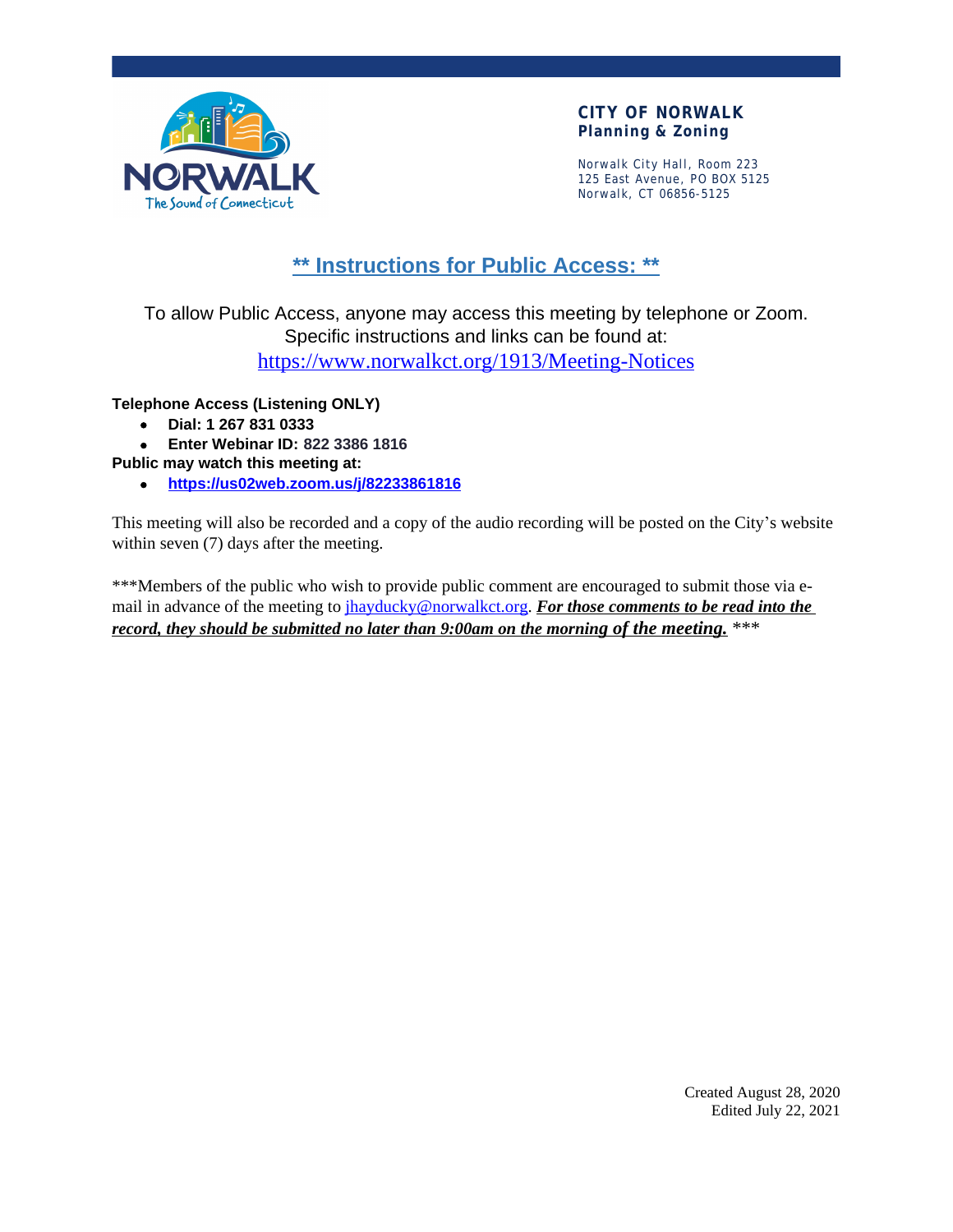**CITY OF NORWALK**
**Planning & Zoning**

Norwalk City Hall, Room 223
125 East Avenue, PO BOX 5125
Norwalk, CT 06856-5125

## ** Instructions for Public Access: **

To allow Public Access, anyone may access this meeting by telephone or Zoom.
Specific instructions and links can be found at:
https://www.norwalkct.org/1913/Meeting-Notices

**Telephone Access (Listening ONLY)**

- **Dial: 1 267 831 0333**
- **Enter Webinar ID: 822 3386 1816**

**Public may watch this meeting at:**

- **https://us02web.zoom.us/j/82233861816**

This meeting will also be recorded and a copy of the audio recording will be posted on the City's website within seven (7) days after the meeting.

***Members of the public who wish to provide public comment are encouraged to submit those via e-mail in advance of the meeting to jhayducky@norwalkct.org. ***For those comments to be read into the record, they should be submitted no later than 9:00am on the morning of the meeting.*** ***

Created August 28, 2020
Edited July 22, 2021